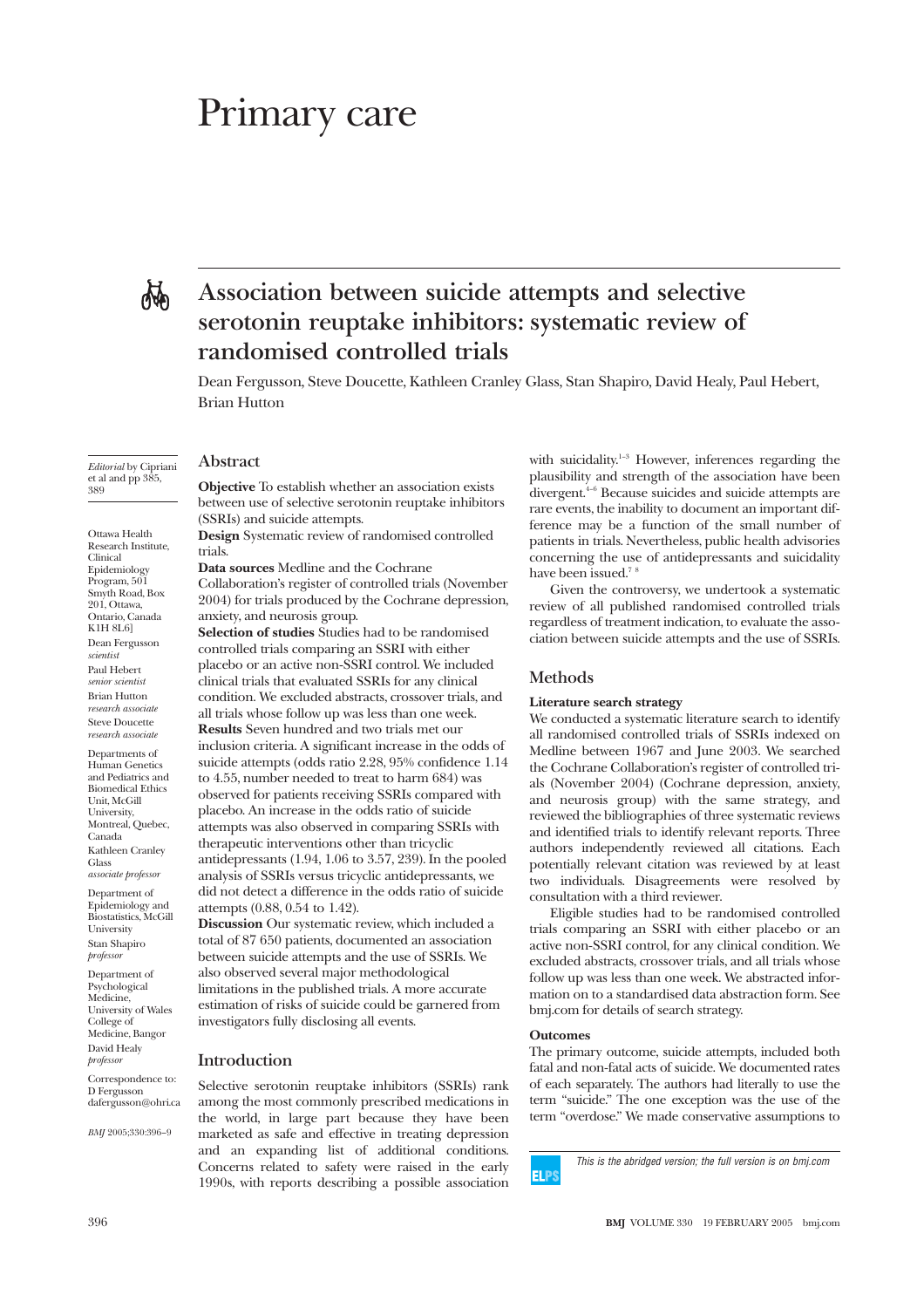# Primary care

## Association between suicide attempts and selective serotonin reuptake inhibitors: systematic review of randomised controlled trials

Dean Fergusson, Steve Doucette, Kathleen Cranley Glass, Stan Shapiro, David Healy, Paul Hebert, Brian Hutton

*Editorial* by Cipriani et al and pp 385, 389

Ottawa Health Research Institute, Clinical Epidemiology Program, 501 Smyth Road, Box 201, Ottawa, Ontario, Canada K1H 8L6]
Dean Fergusson *scientist*
Paul Hebert *senior scientist*
Brian Hutton *research associate*
Steve Doucette *research associate*

Departments of Human Genetics and Pediatrics and Biomedical Ethics Unit, McGill University, Montreal, Quebec, Canada
Kathleen Cranley Glass *associate professor*

Department of Epidemiology and Biostatistics, McGill University
Stan Shapiro *professor*

Department of Psychological Medicine, University of Wales College of Medicine, Bangor
David Healy *professor*

Correspondence to: D Fergusson dafergusson@ohri.ca

*BMJ* 2005;330:396–9

### Abstract

**Objective** To establish whether an association exists between use of selective serotonin reuptake inhibitors (SSRIs) and suicide attempts.

**Design** Systematic review of randomised controlled trials.

**Data sources** Medline and the Cochrane Collaboration's register of controlled trials (November 2004) for trials produced by the Cochrane depression, anxiety, and neurosis group.

**Selection of studies** Studies had to be randomised controlled trials comparing an SSRI with either placebo or an active non-SSRI control. We included clinical trials that evaluated SSRIs for any clinical condition. We excluded abstracts, crossover trials, and all trials whose follow up was less than one week.

**Results** Seven hundred and two trials met our inclusion criteria. A significant increase in the odds of suicide attempts (odds ratio 2.28, 95% confidence 1.14 to 4.55, number needed to treat to harm 684) was observed for patients receiving SSRIs compared with placebo. An increase in the odds ratio of suicide attempts was also observed in comparing SSRIs with therapeutic interventions other than tricyclic antidepressants (1.94, 1.06 to 3.57, 239). In the pooled analysis of SSRIs versus tricyclic antidepressants, we did not detect a difference in the odds ratio of suicide attempts (0.88, 0.54 to 1.42).

**Discussion** Our systematic review, which included a total of 87 650 patients, documented an association between suicide attempts and the use of SSRIs. We also observed several major methodological limitations in the published trials. A more accurate estimation of risks of suicide could be garnered from investigators fully disclosing all events.

### Introduction

Selective serotonin reuptake inhibitors (SSRIs) rank among the most commonly prescribed medications in the world, in large part because they have been marketed as safe and effective in treating depression and an expanding list of additional conditions. Concerns related to safety were raised in the early 1990s, with reports describing a possible association with suicidality.[1–3] However, inferences regarding the plausibility and strength of the association have been divergent.[4–6] Because suicides and suicide attempts are rare events, the inability to document an important difference may be a function of the small number of patients in trials. Nevertheless, public health advisories concerning the use of antidepressants and suicidality have been issued.[7 8]

Given the controversy, we undertook a systematic review of all published randomised controlled trials regardless of treatment indication, to evaluate the association between suicide attempts and the use of SSRIs.

### Methods

#### Literature search strategy

We conducted a systematic literature search to identify all randomised controlled trials of SSRIs indexed on Medline between 1967 and June 2003. We searched the Cochrane Collaboration's register of controlled trials (November 2004) (Cochrane depression, anxiety, and neurosis group) with the same strategy, and reviewed the bibliographies of three systematic reviews and identified trials to identify relevant reports. Three authors independently reviewed all citations. Each potentially relevant citation was reviewed by at least two individuals. Disagreements were resolved by consultation with a third reviewer.

Eligible studies had to be randomised controlled trials comparing an SSRI with either placebo or an active non-SSRI control, for any clinical condition. We excluded abstracts, crossover trials, and all trials whose follow up was less than one week. We abstracted information on to a standardised data abstraction form. See bmj.com for details of search strategy.

#### Outcomes

The primary outcome, suicide attempts, included both fatal and non-fatal acts of suicide. We documented rates of each separately. The authors had literally to use the term "suicide." The one exception was the use of the term "overdose." We made conservative assumptions to

*This is the abridged version; the full version is on bmj.com*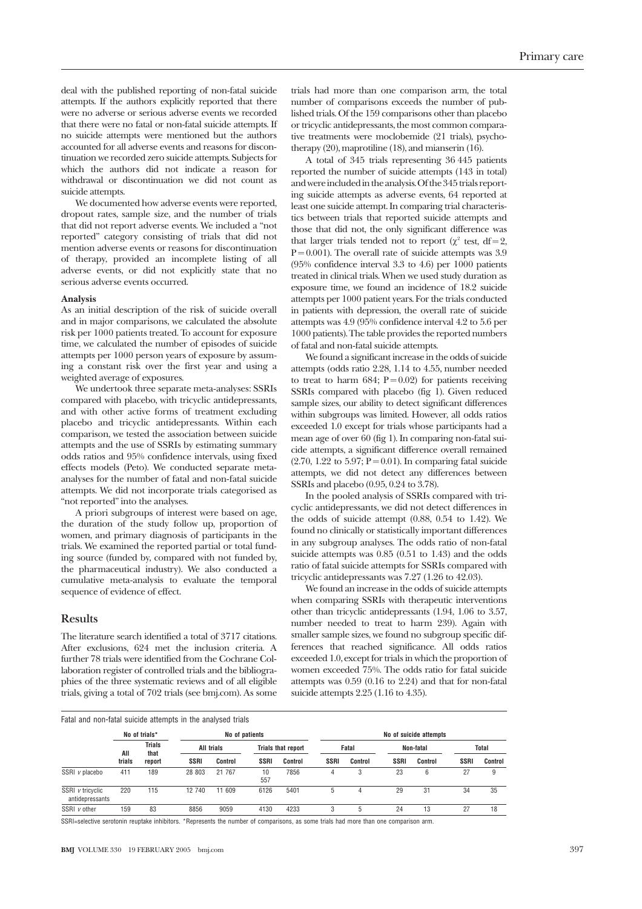deal with the published reporting of non-fatal suicide attempts. If the authors explicitly reported that there were no adverse or serious adverse events we recorded that there were no fatal or non-fatal suicide attempts. If no suicide attempts were mentioned but the authors accounted for all adverse events and reasons for discontinuation we recorded zero suicide attempts. Subjects for which the authors did not indicate a reason for withdrawal or discontinuation we did not count as suicide attempts.

We documented how adverse events were reported, dropout rates, sample size, and the number of trials that did not report adverse events. We included a "not reported" category consisting of trials that did not mention adverse events or reasons for discontinuation of therapy, provided an incomplete listing of all adverse events, or did not explicitly state that no serious adverse events occurred.

**Analysis**

As an initial description of the risk of suicide overall and in major comparisons, we calculated the absolute risk per 1000 patients treated. To account for exposure time, we calculated the number of episodes of suicide attempts per 1000 person years of exposure by assuming a constant risk over the first year and using a weighted average of exposures.

We undertook three separate meta-analyses: SSRIs compared with placebo, with tricyclic antidepressants, and with other active forms of treatment excluding placebo and tricyclic antidepressants. Within each comparison, we tested the association between suicide attempts and the use of SSRIs by estimating summary odds ratios and 95% confidence intervals, using fixed effects models (Peto). We conducted separate meta-analyses for the number of fatal and non-fatal suicide attempts. We did not incorporate trials categorised as "not reported" into the analyses.

A priori subgroups of interest were based on age, the duration of the study follow up, proportion of women, and primary diagnosis of participants in the trials. We examined the reported partial or total funding source (funded by, compared with not funded by, the pharmaceutical industry). We also conducted a cumulative meta-analysis to evaluate the temporal sequence of evidence of effect.

## Results

The literature search identified a total of 3717 citations. After exclusions, 624 met the inclusion criteria. A further 78 trials were identified from the Cochrane Collaboration register of controlled trials and the bibliographies of the three systematic reviews and of all eligible trials, giving a total of 702 trials (see bmj.com). As some trials had more than one comparison arm, the total number of comparisons exceeds the number of published trials. Of the 159 comparisons other than placebo or tricyclic antidepressants, the most common comparative treatments were moclobemide (21 trials), psychotherapy (20), maprotiline (18), and mianserin (16).

A total of 345 trials representing 36 445 patients reported the number of suicide attempts (143 in total) and were included in the analysis. Of the 345 trials reporting suicide attempts as adverse events, 64 reported at least one suicide attempt. In comparing trial characteristics between trials that reported suicide attempts and those that did not, the only significant difference was that larger trials tended not to report ($\chi^2$ test, df = 2, P = 0.001). The overall rate of suicide attempts was 3.9 (95% confidence interval 3.3 to 4.6) per 1000 patients treated in clinical trials. When we used study duration as exposure time, we found an incidence of 18.2 suicide attempts per 1000 patient years. For the trials conducted in patients with depression, the overall rate of suicide attempts was 4.9 (95% confidence interval 4.2 to 5.6 per 1000 patients). The table provides the reported numbers of fatal and non-fatal suicide attempts.

We found a significant increase in the odds of suicide attempts (odds ratio 2.28, 1.14 to 4.55, number needed to treat to harm 684; P = 0.02) for patients receiving SSRIs compared with placebo (fig 1). Given reduced sample sizes, our ability to detect significant differences within subgroups was limited. However, all odds ratios exceeded 1.0 except for trials whose participants had a mean age of over 60 (fig 1). In comparing non-fatal suicide attempts, a significant difference overall remained (2.70, 1.22 to 5.97; P = 0.01). In comparing fatal suicide attempts, we did not detect any differences between SSRIs and placebo (0.95, 0.24 to 3.78).

In the pooled analysis of SSRIs compared with tricyclic antidepressants, we did not detect differences in the odds of suicide attempt (0.88, 0.54 to 1.42). We found no clinically or statistically important differences in any subgroup analyses. The odds ratio of non-fatal suicide attempts was 0.85 (0.51 to 1.43) and the odds ratio of fatal suicide attempts for SSRIs compared with tricyclic antidepressants was 7.27 (1.26 to 42.03).

We found an increase in the odds of suicide attempts when comparing SSRIs with therapeutic interventions other than tricyclic antidepressants (1.94, 1.06 to 3.57, number needed to treat to harm 239). Again with smaller sample sizes, we found no subgroup specific differences that reached significance. All odds ratios exceeded 1.0, except for trials in which the proportion of women exceeded 75%. The odds ratio for fatal suicide attempts was 0.59 (0.16 to 2.24) and that for non-fatal suicide attempts 2.25 (1.16 to 4.35).

Fatal and non-fatal suicide attempts in the analysed trials

| | No of trials* | | No of patients | | | | No of suicide attempts | | | | | |
|---|---|---|---|---|---|---|---|---|---|---|---|---|
| | | | All trials | | Trials that report | | Fatal | | Non-fatal | | Total | |
| | All trials | Trials that report | SSRI | Control | SSRI | Control | SSRI | Control | SSRI | Control | SSRI | Control |
| SSRI *v* placebo | 411 | 189 | 28 803 | 21 767 | 10 557 | 7856 | 4 | 3 | 23 | 6 | 27 | 9 |
| SSRI *v* tricyclic antidepressants | 220 | 115 | 12 740 | 11 609 | 6126 | 5401 | 5 | 4 | 29 | 31 | 34 | 35 |
| SSRI *v* other | 159 | 83 | 8856 | 9059 | 4130 | 4233 | 3 | 5 | 24 | 13 | 27 | 18 |

SSRI=selective serotonin reuptake inhibitors. *Represents the number of comparisons, as some trials had more than one comparison arm.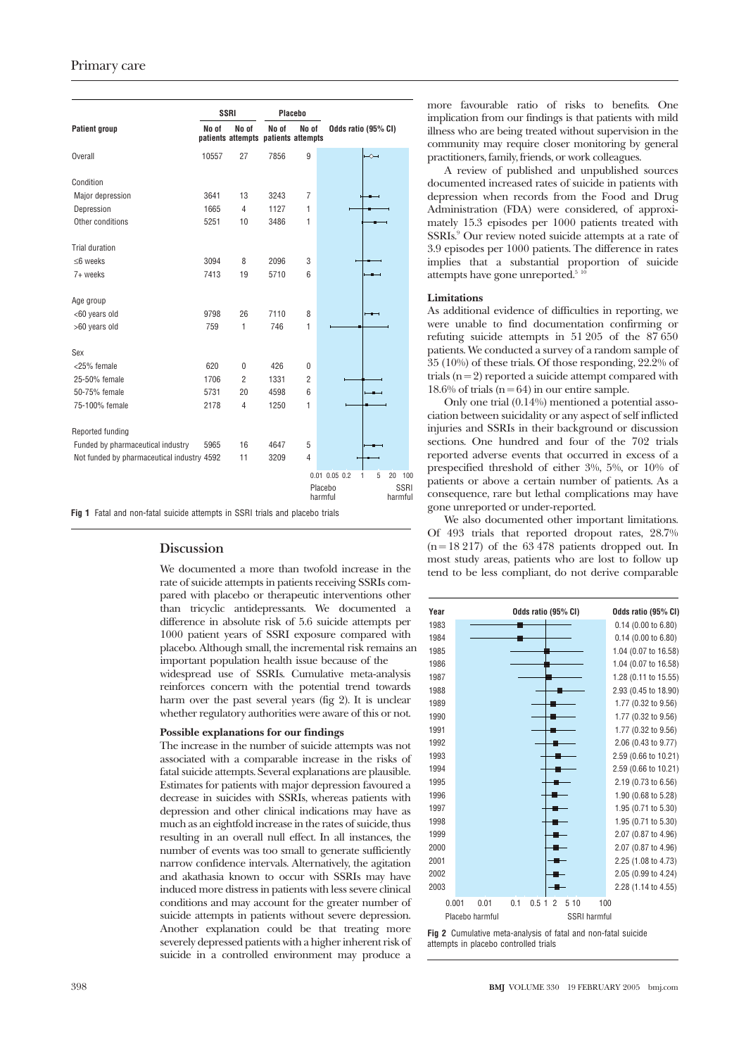| Patient group | SSRI |  | Placebo |  | Odds ratio (95% CI) |
|---|---|---|---|---|---|
|  | No of patients | No of attempts | No of patients | No of attempts |  |
| Overall | 10557 | 27 | 7856 | 9 |  |
| Condition |  |  |  |  |  |
| Major depression | 3641 | 13 | 3243 | 7 |  |
| Depression | 1665 | 4 | 1127 | 1 |  |
| Other conditions | 5251 | 10 | 3486 | 1 |  |
| Trial duration |  |  |  |  |  |
| ≤6 weeks | 3094 | 8 | 2096 | 3 |  |
| 7+ weeks | 7413 | 19 | 5710 | 6 |  |
| Age group |  |  |  |  |  |
| <60 years old | 9798 | 26 | 7110 | 8 |  |
| >60 years old | 759 | 1 | 746 | 1 |  |
| Sex |  |  |  |  |  |
| <25% female | 620 | 0 | 426 | 0 |  |
| 25-50% female | 1706 | 2 | 1331 | 2 |  |
| 50-75% female | 5731 | 20 | 4598 | 6 |  |
| 75-100% female | 2178 | 4 | 1250 | 1 |  |
| Reported funding |  |  |  |  |  |
| Funded by pharmaceutical industry | 5965 | 16 | 4647 | 5 |  |
| Not funded by pharmaceutical industry | 4592 | 11 | 3209 | 4 |  |

Placebo harmful — SSRI harmful (axis: 0.01 0.05 0.2 1 5 20 100)

**Fig 1** Fatal and non-fatal suicide attempts in SSRI trials and placebo trials

## Discussion

We documented a more than twofold increase in the rate of suicide attempts in patients receiving SSRIs compared with placebo or therapeutic interventions other than tricyclic antidepressants. We documented a difference in absolute risk of 5.6 suicide attempts per 1000 patient years of SSRI exposure compared with placebo. Although small, the incremental risk remains an important population health issue because of the widespread use of SSRIs. Cumulative meta-analysis reinforces concern with the potential trend towards harm over the past several years (fig 2). It is unclear whether regulatory authorities were aware of this or not.

### Possible explanations for our findings

The increase in the number of suicide attempts was not associated with a comparable increase in the risks of fatal suicide attempts. Several explanations are plausible. Estimates for patients with major depression favoured a decrease in suicides with SSRIs, whereas patients with depression and other clinical indications may have as much as an eightfold increase in the rates of suicide, thus resulting in an overall null effect. In all instances, the number of events was too small to generate sufficiently narrow confidence intervals. Alternatively, the agitation and akathasia known to occur with SSRIs may have induced more distress in patients with less severe clinical conditions and may account for the greater number of suicide attempts in patients without severe depression. Another explanation could be that treating more severely depressed patients with a higher inherent risk of suicide in a controlled environment may produce a more favourable ratio of risks to benefits. One implication from our findings is that patients with mild illness who are being treated without supervision in the community may require closer monitoring by general practitioners, family, friends, or work colleagues.

A review of published and unpublished sources documented increased rates of suicide in patients with depression when records from the Food and Drug Administration (FDA) were considered, of approximately 15.3 episodes per 1000 patients treated with SSRIs.[9] Our review noted suicide attempts at a rate of 3.9 episodes per 1000 patients. The difference in rates implies that a substantial proportion of suicide attempts have gone unreported.[5 10]

### Limitations

As additional evidence of difficulties in reporting, we were unable to find documentation confirming or refuting suicide attempts in 51 205 of the 87 650 patients. We conducted a survey of a random sample of 35 (10%) of these trials. Of those responding, 22.2% of trials (n=2) reported a suicide attempt compared with 18.6% of trials (n=64) in our entire sample.

Only one trial (0.14%) mentioned a potential association between suicidality or any aspect of self inflicted injuries and SSRIs in their background or discussion sections. One hundred and four of the 702 trials reported adverse events that occurred in excess of a prespecified threshold of either 3%, 5%, or 10% of patients or above a certain number of patients. As a consequence, rare but lethal complications may have gone unreported or under-reported.

We also documented other important limitations. Of 493 trials that reported dropout rates, 28.7% (n=18 217) of the 63 478 patients dropped out. In most study areas, patients who are lost to follow up tend to be less compliant, do not derive comparable

| Year | Odds ratio (95% CI) |
|---|---|
| 1983 | 0.14 (0.00 to 6.80) |
| 1984 | 0.14 (0.00 to 6.80) |
| 1985 | 1.04 (0.07 to 16.58) |
| 1986 | 1.04 (0.07 to 16.58) |
| 1987 | 1.28 (0.11 to 15.55) |
| 1988 | 2.93 (0.45 to 18.90) |
| 1989 | 1.77 (0.32 to 9.56) |
| 1990 | 1.77 (0.32 to 9.56) |
| 1991 | 1.77 (0.32 to 9.56) |
| 1992 | 2.06 (0.43 to 9.77) |
| 1993 | 2.59 (0.66 to 10.21) |
| 1994 | 2.59 (0.66 to 10.21) |
| 1995 | 2.19 (0.73 to 6.56) |
| 1996 | 1.90 (0.68 to 5.28) |
| 1997 | 1.95 (0.71 to 5.30) |
| 1998 | 1.95 (0.71 to 5.30) |
| 1999 | 2.07 (0.87 to 4.96) |
| 2000 | 2.07 (0.87 to 4.96) |
| 2001 | 2.25 (1.08 to 4.73) |
| 2002 | 2.05 (0.99 to 4.24) |
| 2003 | 2.28 (1.14 to 4.55) |

Placebo harmful — SSRI harmful (axis: 0.001 0.01 0.1 0.5 1 2 5 10 100)

**Fig 2** Cumulative meta-analysis of fatal and non-fatal suicide attempts in placebo controlled trials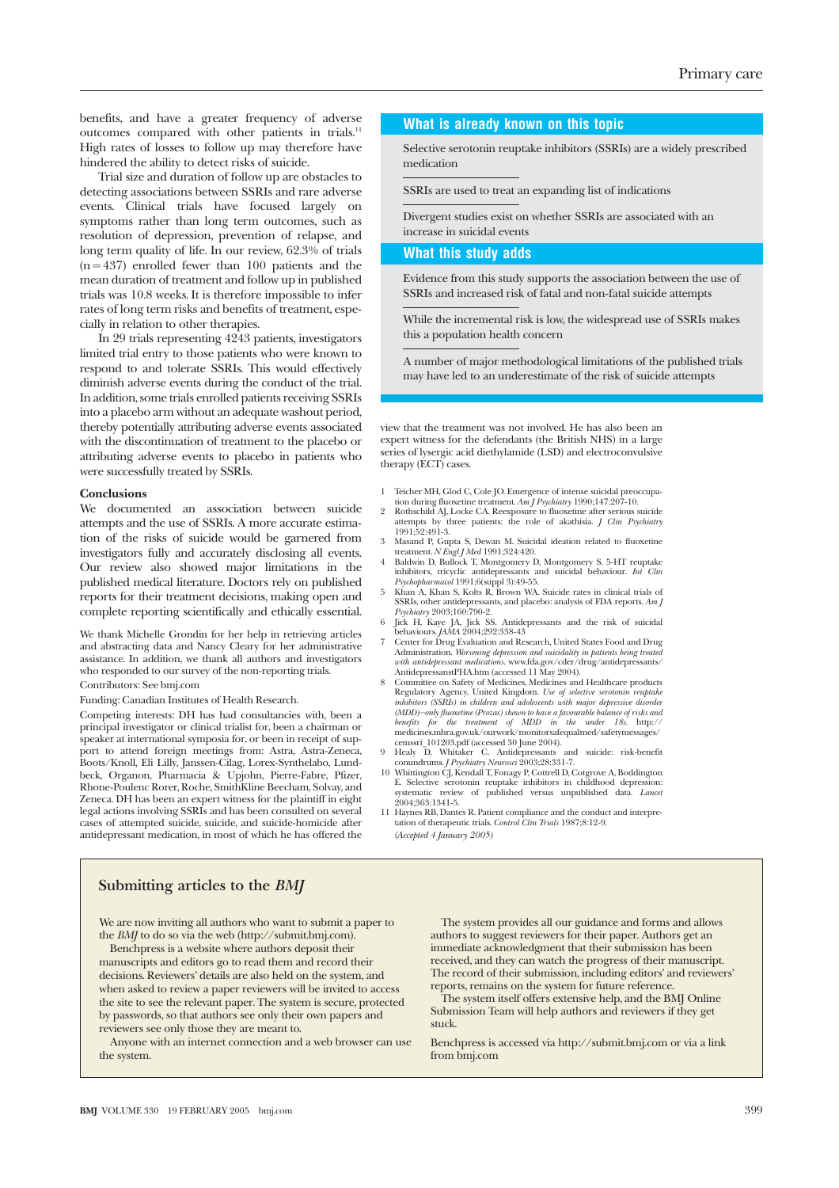benefits, and have a greater frequency of adverse outcomes compared with other patients in trials.[11] High rates of losses to follow up may therefore have hindered the ability to detect risks of suicide.

Trial size and duration of follow up are obstacles to detecting associations between SSRIs and rare adverse events. Clinical trials have focused largely on symptoms rather than long term outcomes, such as resolution of depression, prevention of relapse, and long term quality of life. In our review, 62.3% of trials (n = 437) enrolled fewer than 100 patients and the mean duration of treatment and follow up in published trials was 10.8 weeks. It is therefore impossible to infer rates of long term risks and benefits of treatment, especially in relation to other therapies.

In 29 trials representing 4243 patients, investigators limited trial entry to those patients who were known to respond to and tolerate SSRIs. This would effectively diminish adverse events during the conduct of the trial. In addition, some trials enrolled patients receiving SSRIs into a placebo arm without an adequate washout period, thereby potentially attributing adverse events associated with the discontinuation of treatment to the placebo or attributing adverse events to placebo in patients who were successfully treated by SSRIs.

### Conclusions

We documented an association between suicide attempts and the use of SSRIs. A more accurate estimation of the risks of suicide would be garnered from investigators fully and accurately disclosing all events. Our review also showed major limitations in the published medical literature. Doctors rely on published reports for their treatment decisions, making open and complete reporting scientifically and ethically essential.

We thank Michelle Grondin for her help in retrieving articles and abstracting data and Nancy Cleary for her administrative assistance. In addition, we thank all authors and investigators who responded to our survey of the non-reporting trials.

Contributors: See bmj.com

Funding: Canadian Institutes of Health Research.

Competing interests: DH has had consultancies with, been a principal investigator or clinical trialist for, been a chairman or speaker at international symposia for, or been in receipt of support to attend foreign meetings from: Astra, Astra-Zeneca, Boots/Knoll, Eli Lilly, Janssen-Cilag, Lorex-Synthelabo, Lundbeck, Organon, Pharmacia & Upjohn, Pierre-Fabre, Pfizer, Rhone-Poulenc Rorer, Roche, SmithKline Beecham, Solvay, and Zeneca. DH has been an expert witness for the plaintiff in eight legal actions involving SSRIs and has been consulted on several cases of attempted suicide, suicide, and suicide-homicide after antidepressant medication, in most of which he has offered the view that the treatment was not involved. He has also been an expert witness for the defendants (the British NHS) in a large series of lysergic acid diethylamide (LSD) and electroconvulsive therapy (ECT) cases.

### What is already known on this topic

Selective serotonin reuptake inhibitors (SSRIs) are a widely prescribed medication

SSRIs are used to treat an expanding list of indications

Divergent studies exist on whether SSRIs are associated with an increase in suicidal events

### What this study adds

Evidence from this study supports the association between the use of SSRIs and increased risk of fatal and non-fatal suicide attempts

While the incremental risk is low, the widespread use of SSRIs makes this a population health concern

A number of major methodological limitations of the published trials may have led to an underestimate of the risk of suicide attempts

1. Teicher MH, Glod C, Cole JO. Emergence of intense suicidal preoccupation during fluoxetine treatment. *Am J Psychiatry* 1990;147:207-10.
2. Rothschild AJ, Locke CA. Reexposure to fluoxetine after serious suicide attempts by three patients: the role of akathisia. *J Clin Psychiatry* 1991;52:491-3.
3. Masand P, Gupta S, Dewan M. Suicidal ideation related to fluoxetine treatment. *N Engl J Med* 1991;324:420.
4. Baldwin D, Bullock T, Montgomery D, Montgomery S. 5-HT reuptake inhibitors, tricyclic antidepressants and suicidal behaviour. *Int Clin Psychopharmacol* 1991;6(suppl 3):49-55.
5. Khan A, Khan S, Kolts R, Brown WA. Suicide rates in clinical trials of SSRIs, other antidepressants, and placebo: analysis of FDA reports. *Am J Psychiatry* 2003;160:790-2.
6. Jick H, Kaye JA, Jick SS. Antidepressants and the risk of suicidal behaviours. *JAMA* 2004;292:338-43
7. Center for Drug Evaluation and Research, United States Food and Drug Administration. *Worsening depression and suicidality in patients being treated with antidepressant medications.* www.fda.gov/cder/drug/antidepressants/AntidepressanstPHA.htm (accessed 11 May 2004).
8. Committee on Safety of Medicines, Medicines and Healthcare products Regulatory Agency, United Kingdom. *Use of selective serotonin reuptake inhibitors (SSRIs) in children and adolescents with major depressive disorder (MDD)—only fluoxetine (Prozac) shown to have a favourable balance of risks and benefits for the treatment of MDD in the under 18s.* http://medicines.mhra.gov.uk/ourwork/monitorsafequalmed/safetymessages/cemssri_101203.pdf (accessed 30 June 2004).
9. Healy D, Whitaker C. Antidepressants and suicide: risk-benefit conundrums. *J Psychiatry Neurosci* 2003;28:331-7.
10. Whittington CJ, Kendall T, Fonagy P, Cottrell D, Cotgrove A, Boddington E. Selective serotonin reuptake inhibitors in childhood depression: systematic review of published versus unpublished data. *Lancet* 2004;363:1341-5.
11. Haynes RB, Dantes R. Patient compliance and the conduct and interpretation of therapeutic trials. *Control Clin Trials* 1987;8:12-9.

*(Accepted 4 January 2005)*

## Submitting articles to the *BMJ*

We are now inviting all authors who want to submit a paper to the *BMJ* to do so via the web (http://submit.bmj.com).

Benchpress is a website where authors deposit their manuscripts and editors go to read them and record their decisions. Reviewers' details are also held on the system, and when asked to review a paper reviewers will be invited to access the site to see the relevant paper. The system is secure, protected by passwords, so that authors see only their own papers and reviewers see only those they are meant to.

Anyone with an internet connection and a web browser can use the system.

The system provides all our guidance and forms and allows authors to suggest reviewers for their paper. Authors get an immediate acknowledgment that their submission has been received, and they can watch the progress of their manuscript. The record of their submission, including editors' and reviewers' reports, remains on the system for future reference.

The system itself offers extensive help, and the BMJ Online Submission Team will help authors and reviewers if they get stuck.

Benchpress is accessed via http://submit.bmj.com or via a link from bmj.com